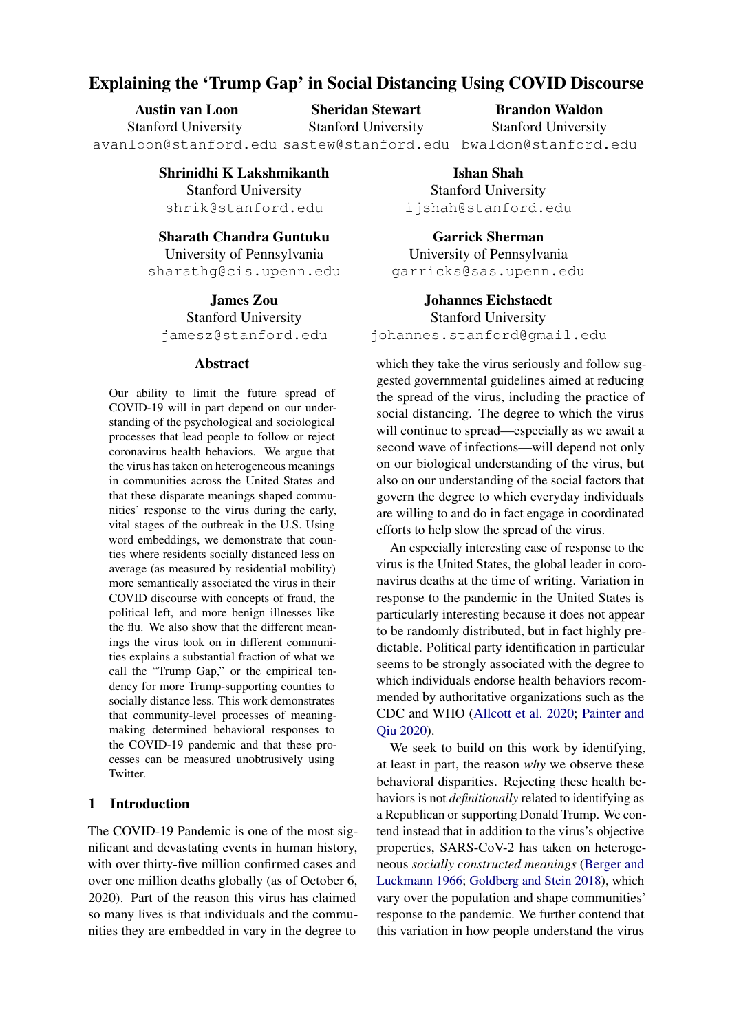# Explaining the 'Trump Gap' in Social Distancing Using COVID Discourse

**Austin van Loon**
Stanford University
avanloon@stanford.edu

**Sheridan Stewart**
Stanford University
sastew@stanford.edu

**Brandon Waldon**
Stanford University
bwaldon@stanford.edu

**Shrinidhi K Lakshmikanth**
Stanford University
shrik@stanford.edu

**Ishan Shah**
Stanford University
ijshah@stanford.edu

**Sharath Chandra Guntuku**
University of Pennsylvania
sharathg@cis.upenn.edu

**Garrick Sherman**
University of Pennsylvania
garricks@sas.upenn.edu

**James Zou**
Stanford University
jamesz@stanford.edu

**Johannes Eichstaedt**
Stanford University
johannes.stanford@gmail.edu

## Abstract

Our ability to limit the future spread of COVID-19 will in part depend on our understanding of the psychological and sociological processes that lead people to follow or reject coronavirus health behaviors. We argue that the virus has taken on heterogeneous meanings in communities across the United States and that these disparate meanings shaped communities' response to the virus during the early, vital stages of the outbreak in the U.S. Using word embeddings, we demonstrate that counties where residents socially distanced less on average (as measured by residential mobility) more semantically associated the virus in their COVID discourse with concepts of fraud, the political left, and more benign illnesses like the flu. We also show that the different meanings the virus took on in different communities explains a substantial fraction of what we call the "Trump Gap," or the empirical tendency for more Trump-supporting counties to socially distance less. This work demonstrates that community-level processes of meaning-making determined behavioral responses to the COVID-19 pandemic and that these processes can be measured unobtrusively using Twitter.

## 1 Introduction

The COVID-19 Pandemic is one of the most significant and devastating events in human history, with over thirty-five million confirmed cases and over one million deaths globally (as of October 6, 2020). Part of the reason this virus has claimed so many lives is that individuals and the communities they are embedded in vary in the degree to which they take the virus seriously and follow suggested governmental guidelines aimed at reducing the spread of the virus, including the practice of social distancing. The degree to which the virus will continue to spread—especially as we await a second wave of infections—will depend not only on our biological understanding of the virus, but also on our understanding of the social factors that govern the degree to which everyday individuals are willing to and do in fact engage in coordinated efforts to help slow the spread of the virus.

An especially interesting case of response to the virus is the United States, the global leader in coronavirus deaths at the time of writing. Variation in response to the pandemic in the United States is particularly interesting because it does not appear to be randomly distributed, but in fact highly predictable. Political party identification in particular seems to be strongly associated with the degree to which individuals endorse health behaviors recommended by authoritative organizations such as the CDC and WHO (Allcott et al. 2020; Painter and Qiu 2020).

We seek to build on this work by identifying, at least in part, the reason *why* we observe these behavioral disparities. Rejecting these health behaviors is not *definitionally* related to identifying as a Republican or supporting Donald Trump. We contend instead that in addition to the virus's objective properties, SARS-CoV-2 has taken on heterogeneous *socially constructed meanings* (Berger and Luckmann 1966; Goldberg and Stein 2018), which vary over the population and shape communities' response to the pandemic. We further contend that this variation in how people understand the virus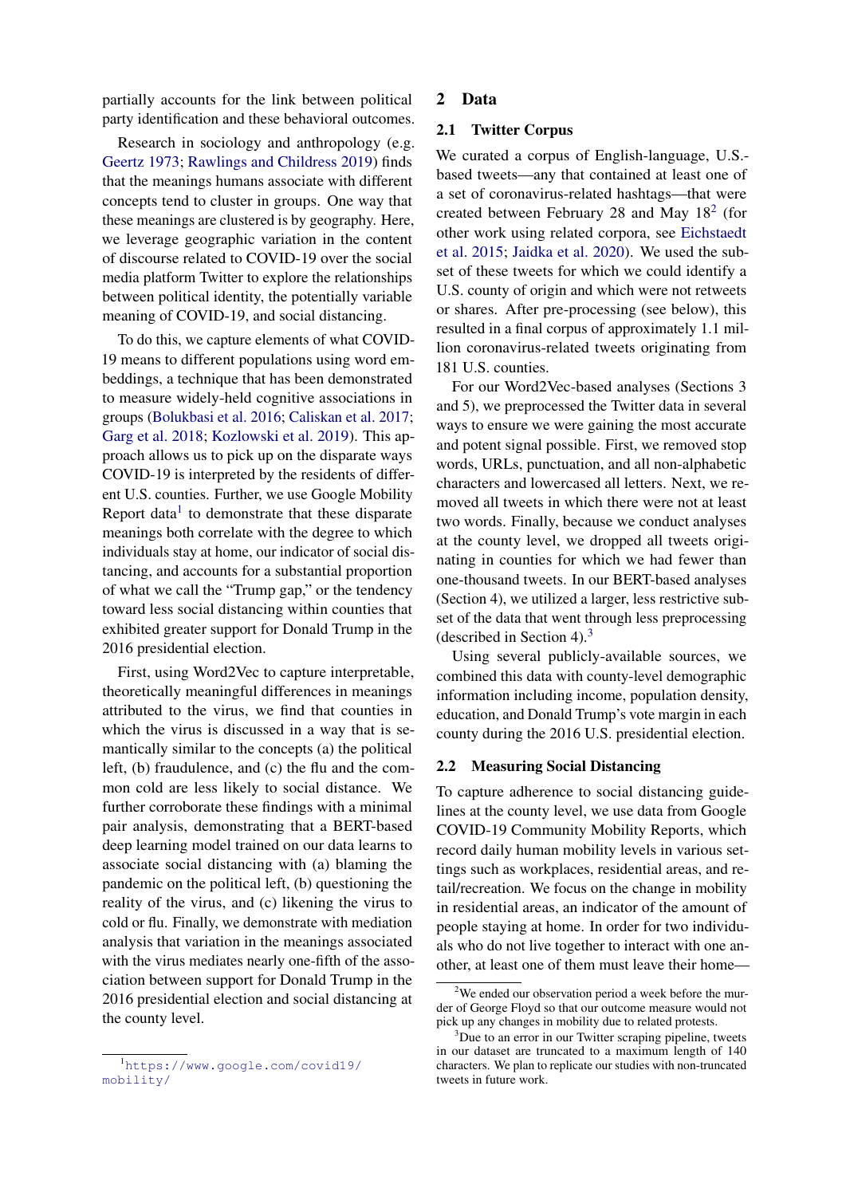partially accounts for the link between political party identification and these behavioral outcomes.

Research in sociology and anthropology (e.g. Geertz 1973; Rawlings and Childress 2019) finds that the meanings humans associate with different concepts tend to cluster in groups. One way that these meanings are clustered is by geography. Here, we leverage geographic variation in the content of discourse related to COVID-19 over the social media platform Twitter to explore the relationships between political identity, the potentially variable meaning of COVID-19, and social distancing.

To do this, we capture elements of what COVID-19 means to different populations using word embeddings, a technique that has been demonstrated to measure widely-held cognitive associations in groups (Bolukbasi et al. 2016; Caliskan et al. 2017; Garg et al. 2018; Kozlowski et al. 2019). This approach allows us to pick up on the disparate ways COVID-19 is interpreted by the residents of different U.S. counties. Further, we use Google Mobility Report data[1] to demonstrate that these disparate meanings both correlate with the degree to which individuals stay at home, our indicator of social distancing, and accounts for a substantial proportion of what we call the "Trump gap," or the tendency toward less social distancing within counties that exhibited greater support for Donald Trump in the 2016 presidential election.

First, using Word2Vec to capture interpretable, theoretically meaningful differences in meanings attributed to the virus, we find that counties in which the virus is discussed in a way that is semantically similar to the concepts (a) the political left, (b) fraudulence, and (c) the flu and the common cold are less likely to social distance. We further corroborate these findings with a minimal pair analysis, demonstrating that a BERT-based deep learning model trained on our data learns to associate social distancing with (a) blaming the pandemic on the political left, (b) questioning the reality of the virus, and (c) likening the virus to cold or flu. Finally, we demonstrate with mediation analysis that variation in the meanings associated with the virus mediates nearly one-fifth of the association between support for Donald Trump in the 2016 presidential election and social distancing at the county level.

[1] https://www.google.com/covid19/mobility/

## 2 Data

### 2.1 Twitter Corpus

We curated a corpus of English-language, U.S.-based tweets—any that contained at least one of a set of coronavirus-related hashtags—that were created between February 28 and May 18[2] (for other work using related corpora, see Eichstaedt et al. 2015; Jaidka et al. 2020). We used the subset of these tweets for which we could identify a U.S. county of origin and which were not retweets or shares. After pre-processing (see below), this resulted in a final corpus of approximately 1.1 million coronavirus-related tweets originating from 181 U.S. counties.

For our Word2Vec-based analyses (Sections 3 and 5), we preprocessed the Twitter data in several ways to ensure we were gaining the most accurate and potent signal possible. First, we removed stop words, URLs, punctuation, and all non-alphabetic characters and lowercased all letters. Next, we removed all tweets in which there were not at least two words. Finally, because we conduct analyses at the county level, we dropped all tweets originating in counties for which we had fewer than one-thousand tweets. In our BERT-based analyses (Section 4), we utilized a larger, less restrictive subset of the data that went through less preprocessing (described in Section 4).[3]

Using several publicly-available sources, we combined this data with county-level demographic information including income, population density, education, and Donald Trump's vote margin in each county during the 2016 U.S. presidential election.

### 2.2 Measuring Social Distancing

To capture adherence to social distancing guidelines at the county level, we use data from Google COVID-19 Community Mobility Reports, which record daily human mobility levels in various settings such as workplaces, residential areas, and retail/recreation. We focus on the change in mobility in residential areas, an indicator of the amount of people staying at home. In order for two individuals who do not live together to interact with one another, at least one of them must leave their home—

[2] We ended our observation period a week before the murder of George Floyd so that our outcome measure would not pick up any changes in mobility due to related protests.

[3] Due to an error in our Twitter scraping pipeline, tweets in our dataset are truncated to a maximum length of 140 characters. We plan to replicate our studies with non-truncated tweets in future work.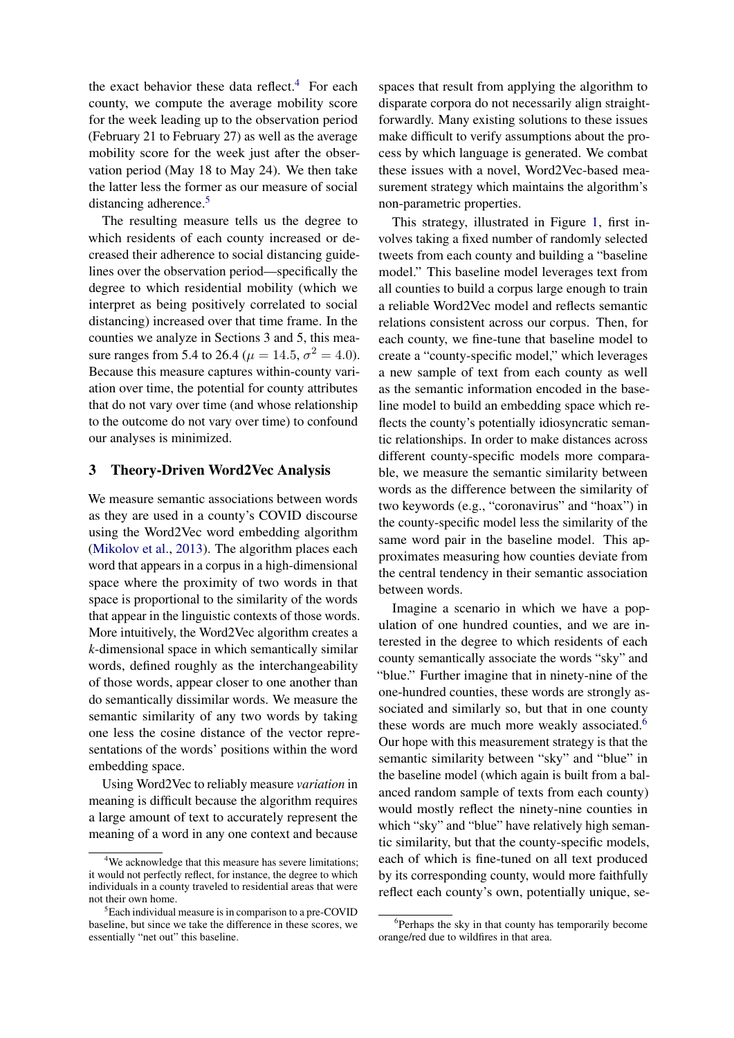the exact behavior these data reflect.[4] For each county, we compute the average mobility score for the week leading up to the observation period (February 21 to February 27) as well as the average mobility score for the week just after the observation period (May 18 to May 24). We then take the latter less the former as our measure of social distancing adherence.[5]

The resulting measure tells us the degree to which residents of each county increased or decreased their adherence to social distancing guidelines over the observation period—specifically the degree to which residential mobility (which we interpret as being positively correlated to social distancing) increased over that time frame. In the counties we analyze in Sections 3 and 5, this measure ranges from 5.4 to 26.4 ($\mu = 14.5$, $\sigma^2 = 4.0$). Because this measure captures within-county variation over time, the potential for county attributes that do not vary over time (and whose relationship to the outcome do not vary over time) to confound our analyses is minimized.

## 3 Theory-Driven Word2Vec Analysis

We measure semantic associations between words as they are used in a county's COVID discourse using the Word2Vec word embedding algorithm (Mikolov et al., 2013). The algorithm places each word that appears in a corpus in a high-dimensional space where the proximity of two words in that space is proportional to the similarity of the words that appear in the linguistic contexts of those words. More intuitively, the Word2Vec algorithm creates a $k$-dimensional space in which semantically similar words, defined roughly as the interchangeability of those words, appear closer to one another than do semantically dissimilar words. We measure the semantic similarity of any two words by taking one less the cosine distance of the vector representations of the words' positions within the word embedding space.

Using Word2Vec to reliably measure *variation* in meaning is difficult because the algorithm requires a large amount of text to accurately represent the meaning of a word in any one context and because spaces that result from applying the algorithm to disparate corpora do not necessarily align straightforwardly. Many existing solutions to these issues make difficult to verify assumptions about the process by which language is generated. We combat these issues with a novel, Word2Vec-based measurement strategy which maintains the algorithm's non-parametric properties.

This strategy, illustrated in Figure 1, first involves taking a fixed number of randomly selected tweets from each county and building a "baseline model." This baseline model leverages text from all counties to build a corpus large enough to train a reliable Word2Vec model and reflects semantic relations consistent across our corpus. Then, for each county, we fine-tune that baseline model to create a "county-specific model," which leverages a new sample of text from each county as well as the semantic information encoded in the baseline model to build an embedding space which reflects the county's potentially idiosyncratic semantic relationships. In order to make distances across different county-specific models more comparable, we measure the semantic similarity between words as the difference between the similarity of two keywords (e.g., "coronavirus" and "hoax") in the county-specific model less the similarity of the same word pair in the baseline model. This approximates measuring how counties deviate from the central tendency in their semantic association between words.

Imagine a scenario in which we have a population of one hundred counties, and we are interested in the degree to which residents of each county semantically associate the words "sky" and "blue." Further imagine that in ninety-nine of the one-hundred counties, these words are strongly associated and similarly so, but that in one county these words are much more weakly associated.[6] Our hope with this measurement strategy is that the semantic similarity between "sky" and "blue" in the baseline model (which again is built from a balanced random sample of texts from each county) would mostly reflect the ninety-nine counties in which "sky" and "blue" have relatively high semantic similarity, but that the county-specific models, each of which is fine-tuned on all text produced by its corresponding county, would more faithfully reflect each county's own, potentially unique, se-

[4] We acknowledge that this measure has severe limitations; it would not perfectly reflect, for instance, the degree to which individuals in a county traveled to residential areas that were not their own home.

[5] Each individual measure is in comparison to a pre-COVID baseline, but since we take the difference in these scores, we essentially "net out" this baseline.

[6] Perhaps the sky in that county has temporarily become orange/red due to wildfires in that area.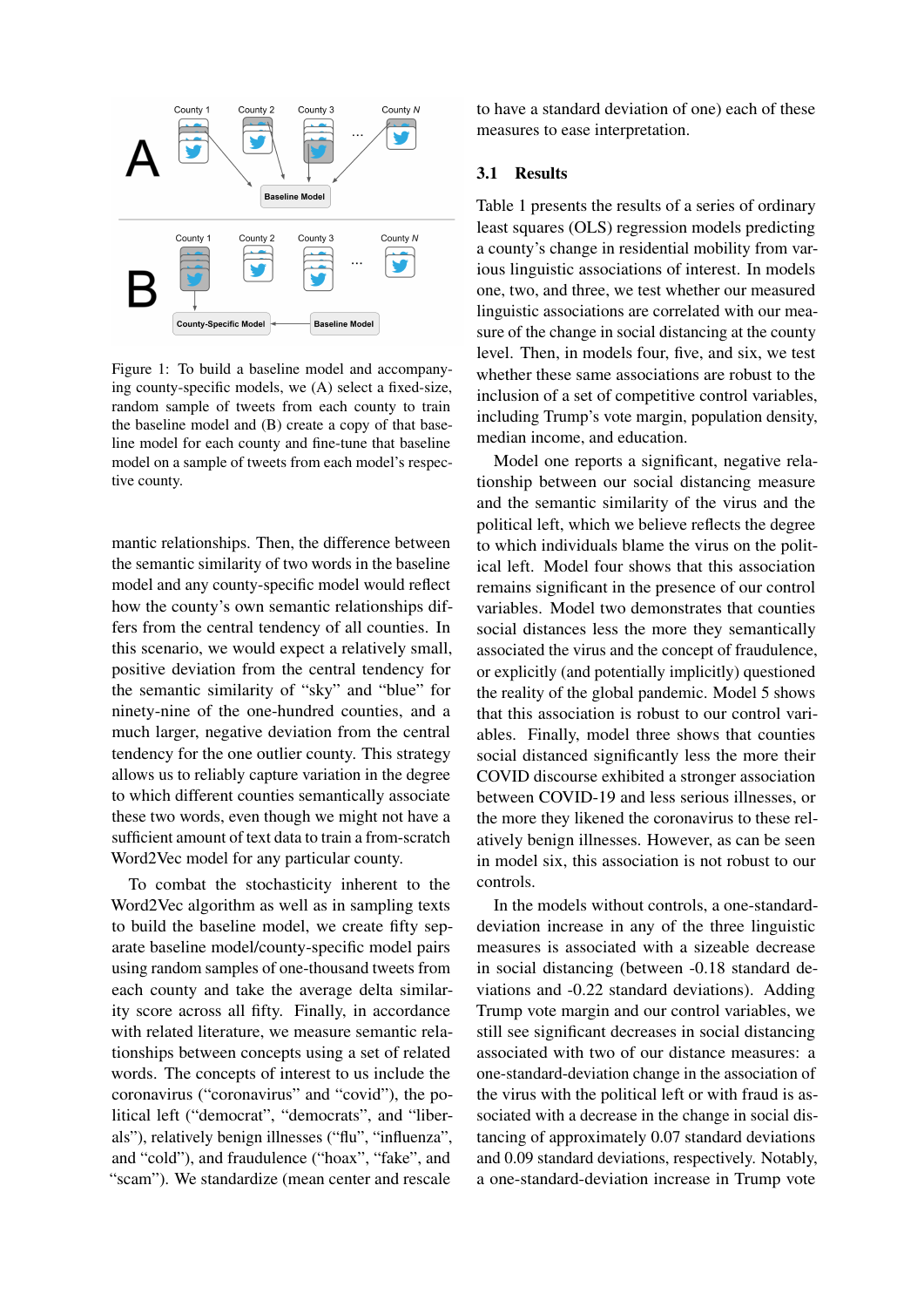Figure 1: To build a baseline model and accompanying county-specific models, we (A) select a fixed-size, random sample of tweets from each county to train the baseline model and (B) create a copy of that baseline model for each county and fine-tune that baseline model on a sample of tweets from each model's respective county.

mantic relationships. Then, the difference between the semantic similarity of two words in the baseline model and any county-specific model would reflect how the county's own semantic relationships differs from the central tendency of all counties. In this scenario, we would expect a relatively small, positive deviation from the central tendency for the semantic similarity of "sky" and "blue" for ninety-nine of the one-hundred counties, and a much larger, negative deviation from the central tendency for the one outlier county. This strategy allows us to reliably capture variation in the degree to which different counties semantically associate these two words, even though we might not have a sufficient amount of text data to train a from-scratch Word2Vec model for any particular county.

To combat the stochasticity inherent to the Word2Vec algorithm as well as in sampling texts to build the baseline model, we create fifty separate baseline model/county-specific model pairs using random samples of one-thousand tweets from each county and take the average delta similarity score across all fifty. Finally, in accordance with related literature, we measure semantic relationships between concepts using a set of related words. The concepts of interest to us include the coronavirus ("coronavirus" and "covid"), the political left ("democrat", "democrats", and "liberals"), relatively benign illnesses ("flu", "influenza", and "cold"), and fraudulence ("hoax", "fake", and "scam"). We standardize (mean center and rescale to have a standard deviation of one) each of these measures to ease interpretation.

### 3.1 Results

Table 1 presents the results of a series of ordinary least squares (OLS) regression models predicting a county's change in residential mobility from various linguistic associations of interest. In models one, two, and three, we test whether our measured linguistic associations are correlated with our measure of the change in social distancing at the county level. Then, in models four, five, and six, we test whether these same associations are robust to the inclusion of a set of competitive control variables, including Trump's vote margin, population density, median income, and education.

Model one reports a significant, negative relationship between our social distancing measure and the semantic similarity of the virus and the political left, which we believe reflects the degree to which individuals blame the virus on the political left. Model four shows that this association remains significant in the presence of our control variables. Model two demonstrates that counties social distances less the more they semantically associated the virus and the concept of fraudulence, or explicitly (and potentially implicitly) questioned the reality of the global pandemic. Model 5 shows that this association is robust to our control variables. Finally, model three shows that counties social distanced significantly less the more their COVID discourse exhibited a stronger association between COVID-19 and less serious illnesses, or the more they likened the coronavirus to these relatively benign illnesses. However, as can be seen in model six, this association is not robust to our controls.

In the models without controls, a one-standard-deviation increase in any of the three linguistic measures is associated with a sizeable decrease in social distancing (between -0.18 standard deviations and -0.22 standard deviations). Adding Trump vote margin and our control variables, we still see significant decreases in social distancing associated with two of our distance measures: a one-standard-deviation change in the association of the virus with the political left or with fraud is associated with a decrease in the change in social distancing of approximately 0.07 standard deviations and 0.09 standard deviations, respectively. Notably, a one-standard-deviation increase in Trump vote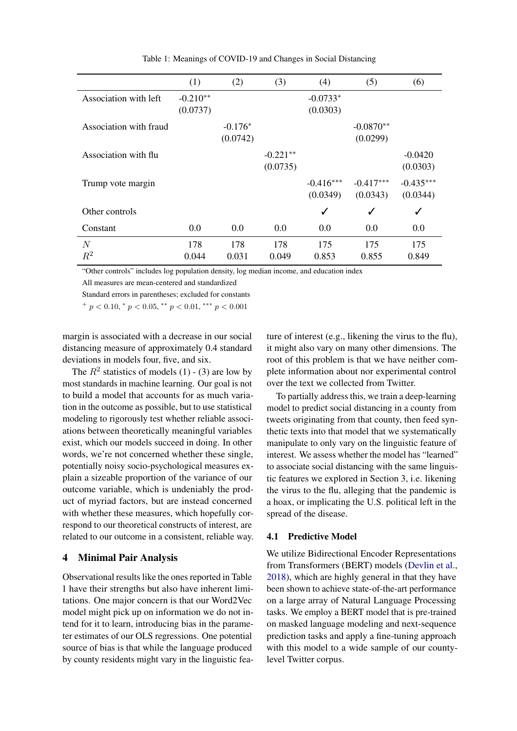Table 1: Meanings of COVID-19 and Changes in Social Distancing

| | (1) | (2) | (3) | (4) | (5) | (6) |
|---|---|---|---|---|---|---|
| Association with left | -0.210** (0.0737) | | | -0.0733* (0.0303) | | |
| Association with fraud | | -0.176* (0.0742) | | | -0.0870** (0.0299) | |
| Association with flu | | | -0.221** (0.0735) | | | -0.0420 (0.0303) |
| Trump vote margin | | | | -0.416*** (0.0349) | -0.417*** (0.0343) | -0.435*** (0.0344) |
| Other controls | | | | ✓ | ✓ | ✓ |
| Constant | 0.0 | 0.0 | 0.0 | 0.0 | 0.0 | 0.0 |
| $N$ | 178 | 178 | 178 | 175 | 175 | 175 |
| $R^2$ | 0.044 | 0.031 | 0.049 | 0.853 | 0.855 | 0.849 |

"Other controls" includes log population density, log median income, and education index

All measures are mean-centered and standardized

Standard errors in parentheses; excluded for constants

$^{+}$ $p < 0.10$, $^{*}$ $p < 0.05$, $^{**}$ $p < 0.01$, $^{***}$ $p < 0.001$

margin is associated with a decrease in our social distancing measure of approximately 0.4 standard deviations in models four, five, and six.

The $R^2$ statistics of models (1) - (3) are low by most standards in machine learning. Our goal is not to build a model that accounts for as much variation in the outcome as possible, but to use statistical modeling to rigorously test whether reliable associations between theoretically meaningful variables exist, which our models succeed in doing. In other words, we're not concerned whether these single, potentially noisy socio-psychological measures explain a sizeable proportion of the variance of our outcome variable, which is undeniably the product of myriad factors, but are instead concerned with whether these measures, which hopefully correspond to our theoretical constructs of interest, are related to our outcome in a consistent, reliable way.

## 4 Minimal Pair Analysis

Observational results like the ones reported in Table 1 have their strengths but also have inherent limitations. One major concern is that our Word2Vec model might pick up on information we do not intend for it to learn, introducing bias in the parameter estimates of our OLS regressions. One potential source of bias is that while the language produced by county residents might vary in the linguistic feature of interest (e.g., likening the virus to the flu), it might also vary on many other dimensions. The root of this problem is that we have neither complete information about nor experimental control over the text we collected from Twitter.

To partially address this, we train a deep-learning model to predict social distancing in a county from tweets originating from that county, then feed synthetic texts into that model that we systematically manipulate to only vary on the linguistic feature of interest. We assess whether the model has "learned" to associate social distancing with the same linguistic features we explored in Section 3, i.e. likening the virus to the flu, alleging that the pandemic is a hoax, or implicating the U.S. political left in the spread of the disease.

### 4.1 Predictive Model

We utilize Bidirectional Encoder Representations from Transformers (BERT) models (Devlin et al., 2018), which are highly general in that they have been shown to achieve state-of-the-art performance on a large array of Natural Language Processing tasks. We employ a BERT model that is pre-trained on masked language modeling and next-sequence prediction tasks and apply a fine-tuning approach with this model to a wide sample of our county-level Twitter corpus.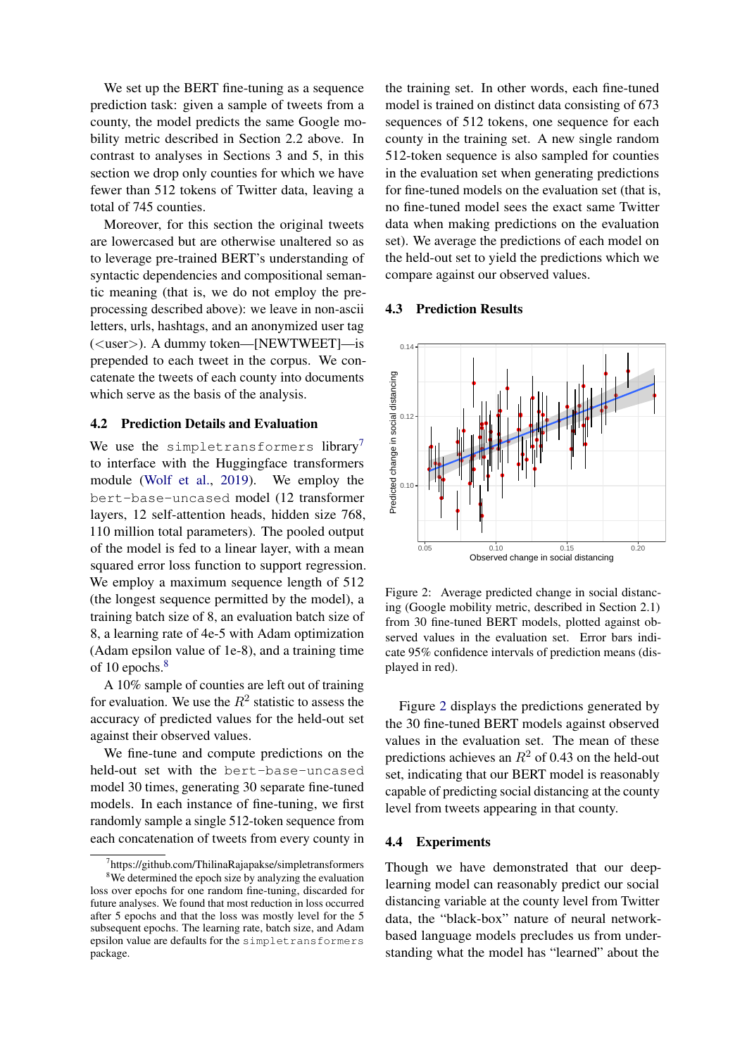We set up the BERT fine-tuning as a sequence prediction task: given a sample of tweets from a county, the model predicts the same Google mobility metric described in Section 2.2 above. In contrast to analyses in Sections 3 and 5, in this section we drop only counties for which we have fewer than 512 tokens of Twitter data, leaving a total of 745 counties.

Moreover, for this section the original tweets are lowercased but are otherwise unaltered so as to leverage pre-trained BERT's understanding of syntactic dependencies and compositional semantic meaning (that is, we do not employ the preprocessing described above): we leave in non-ascii letters, urls, hashtags, and an anonymized user tag (<user>). A dummy token—[NEWTWEET]—is prepended to each tweet in the corpus. We concatenate the tweets of each county into documents which serve as the basis of the analysis.

## 4.2 Prediction Details and Evaluation

We use the `simpletransformers` library[7] to interface with the Huggingface transformers module (Wolf et al., 2019). We employ the `bert-base-uncased` model (12 transformer layers, 12 self-attention heads, hidden size 768, 110 million total parameters). The pooled output of the model is fed to a linear layer, with a mean squared error loss function to support regression. We employ a maximum sequence length of 512 (the longest sequence permitted by the model), a training batch size of 8, an evaluation batch size of 8, a learning rate of 4e-5 with Adam optimization (Adam epsilon value of 1e-8), and a training time of 10 epochs.[8]

A 10% sample of counties are left out of training for evaluation. We use the $R^2$ statistic to assess the accuracy of predicted values for the held-out set against their observed values.

We fine-tune and compute predictions on the held-out set with the `bert-base-uncased` model 30 times, generating 30 separate fine-tuned models. In each instance of fine-tuning, we first randomly sample a single 512-token sequence from each concatenation of tweets from every county in the training set. In other words, each fine-tuned model is trained on distinct data consisting of 673 sequences of 512 tokens, one sequence for each county in the training set. A new single random 512-token sequence is also sampled for counties in the evaluation set when generating predictions for fine-tuned models on the evaluation set (that is, no fine-tuned model sees the exact same Twitter data when making predictions on the evaluation set). We average the predictions of each model on the held-out set to yield the predictions which we compare against our observed values.

## 4.3 Prediction Results

Figure 2: Average predicted change in social distancing (Google mobility metric, described in Section 2.1) from 30 fine-tuned BERT models, plotted against observed values in the evaluation set. Error bars indicate 95% confidence intervals of prediction means (displayed in red).

Figure 2 displays the predictions generated by the 30 fine-tuned BERT models against observed values in the evaluation set. The mean of these predictions achieves an $R^2$ of 0.43 on the held-out set, indicating that our BERT model is reasonably capable of predicting social distancing at the county level from tweets appearing in that county.

## 4.4 Experiments

Though we have demonstrated that our deep-learning model can reasonably predict our social distancing variable at the county level from Twitter data, the "black-box" nature of neural network-based language models precludes us from understanding what the model has "learned" about the

[7] https://github.com/ThilinaRajapakse/simpletransformers

[8] We determined the epoch size by analyzing the evaluation loss over epochs for one random fine-tuning, discarded for future analyses. We found that most reduction in loss occurred after 5 epochs and that the loss was mostly level for the 5 subsequent epochs. The learning rate, batch size, and Adam epsilon value are defaults for the `simpletransformers` package.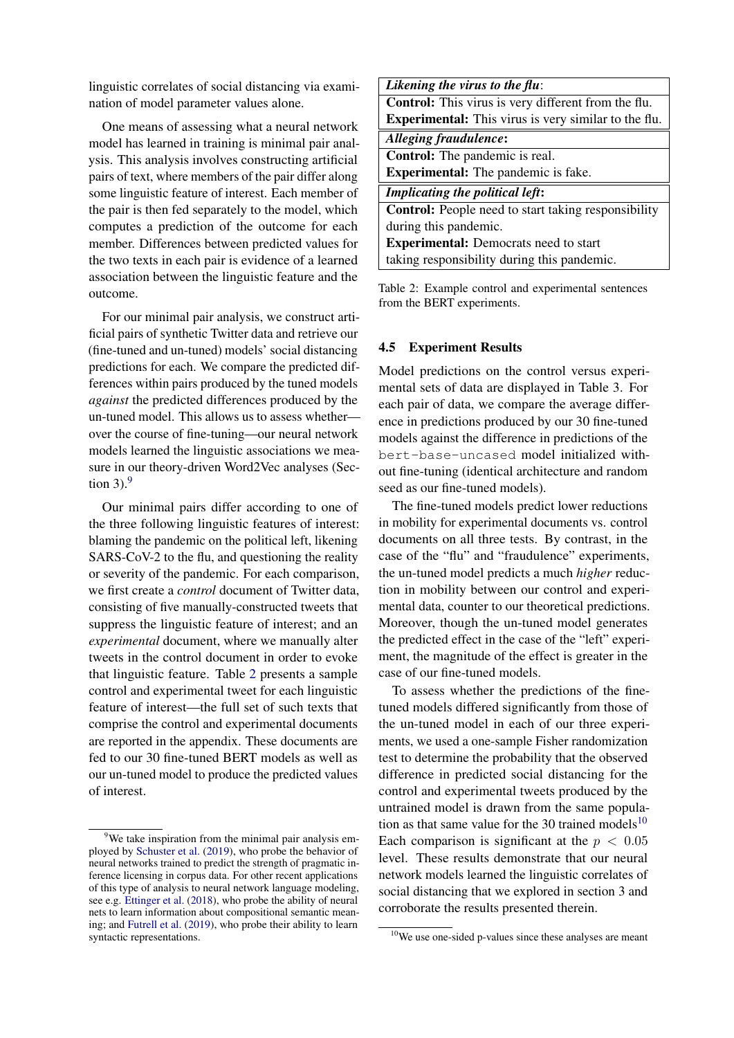linguistic correlates of social distancing via examination of model parameter values alone.

One means of assessing what a neural network model has learned in training is minimal pair analysis. This analysis involves constructing artificial pairs of text, where members of the pair differ along some linguistic feature of interest. Each member of the pair is then fed separately to the model, which computes a prediction of the outcome for each member. Differences between predicted values for the two texts in each pair is evidence of a learned association between the linguistic feature and the outcome.

For our minimal pair analysis, we construct artificial pairs of synthetic Twitter data and retrieve our (fine-tuned and un-tuned) models' social distancing predictions for each. We compare the predicted differences within pairs produced by the tuned models *against* the predicted differences produced by the un-tuned model. This allows us to assess whether—over the course of fine-tuning—our neural network models learned the linguistic associations we measure in our theory-driven Word2Vec analyses (Section 3).[9]

Our minimal pairs differ according to one of the three following linguistic features of interest: blaming the pandemic on the political left, likening SARS-CoV-2 to the flu, and questioning the reality or severity of the pandemic. For each comparison, we first create a *control* document of Twitter data, consisting of five manually-constructed tweets that suppress the linguistic feature of interest; and an *experimental* document, where we manually alter tweets in the control document in order to evoke that linguistic feature. Table 2 presents a sample control and experimental tweet for each linguistic feature of interest—the full set of such texts that comprise the control and experimental documents are reported in the appendix. These documents are fed to our 30 fine-tuned BERT models as well as our un-tuned model to produce the predicted values of interest.

[9]We take inspiration from the minimal pair analysis employed by Schuster et al. (2019), who probe the behavior of neural networks trained to predict the strength of pragmatic inference licensing in corpus data. For other recent applications of this type of analysis to neural network language modeling, see e.g. Ettinger et al. (2018), who probe the ability of neural nets to learn information about compositional semantic meaning; and Futrell et al. (2019), who probe their ability to learn syntactic representations.

| ***Likening the virus to the flu***: |
|---|
| **Control:** This virus is very different from the flu. **Experimental:** This virus is very similar to the flu. |
| ***Alleging fraudulence***: |
| **Control:** The pandemic is real. **Experimental:** The pandemic is fake. |
| ***Implicating the political left***: |
| **Control:** People need to start taking responsibility during this pandemic. **Experimental:** Democrats need to start taking responsibility during this pandemic. |

Table 2: Example control and experimental sentences from the BERT experiments.

### 4.5 Experiment Results

Model predictions on the control versus experimental sets of data are displayed in Table 3. For each pair of data, we compare the average difference in predictions produced by our 30 fine-tuned models against the difference in predictions of the `bert-base-uncased` model initialized without fine-tuning (identical architecture and random seed as our fine-tuned models).

The fine-tuned models predict lower reductions in mobility for experimental documents vs. control documents on all three tests. By contrast, in the case of the "flu" and "fraudulence" experiments, the un-tuned model predicts a much *higher* reduction in mobility between our control and experimental data, counter to our theoretical predictions. Moreover, though the un-tuned model generates the predicted effect in the case of the "left" experiment, the magnitude of the effect is greater in the case of our fine-tuned models.

To assess whether the predictions of the fine-tuned models differed significantly from those of the un-tuned model in each of our three experiments, we used a one-sample Fisher randomization test to determine the probability that the observed difference in predicted social distancing for the control and experimental tweets produced by the untrained model is drawn from the same population as that same value for the 30 trained models[10] Each comparison is significant at the $p < 0.05$ level. These results demonstrate that our neural network models learned the linguistic correlates of social distancing that we explored in section 3 and corroborate the results presented therein.

[10]We use one-sided p-values since these analyses are meant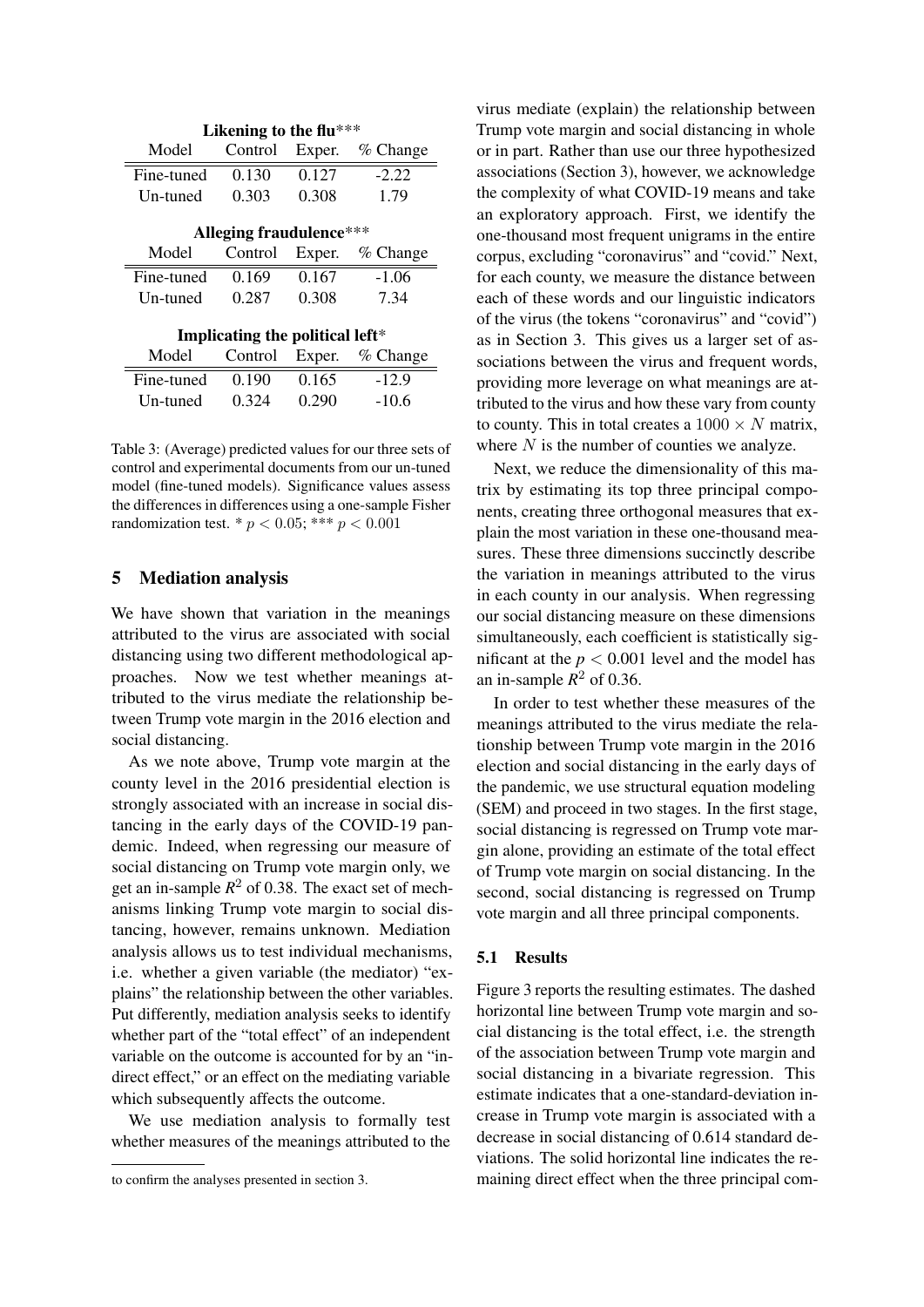**Likening to the flu*****

| Model | Control | Exper. | % Change |
|---|---|---|---|
| Fine-tuned | 0.130 | 0.127 | -2.22 |
| Un-tuned | 0.303 | 0.308 | 1.79 |

**Alleging fraudulence*****

| Model | Control | Exper. | % Change |
|---|---|---|---|
| Fine-tuned | 0.169 | 0.167 | -1.06 |
| Un-tuned | 0.287 | 0.308 | 7.34 |

**Implicating the political left***

| Model | Control | Exper. | % Change |
|---|---|---|---|
| Fine-tuned | 0.190 | 0.165 | -12.9 |
| Un-tuned | 0.324 | 0.290 | -10.6 |

Table 3: (Average) predicted values for our three sets of control and experimental documents from our un-tuned model (fine-tuned models). Significance values assess the differences in differences using a one-sample Fisher randomization test. * $p < 0.05$; *** $p < 0.001$

## 5 Mediation analysis

We have shown that variation in the meanings attributed to the virus are associated with social distancing using two different methodological approaches. Now we test whether meanings attributed to the virus mediate the relationship between Trump vote margin in the 2016 election and social distancing.

As we note above, Trump vote margin at the county level in the 2016 presidential election is strongly associated with an increase in social distancing in the early days of the COVID-19 pandemic. Indeed, when regressing our measure of social distancing on Trump vote margin only, we get an in-sample $R^2$ of 0.38. The exact set of mechanisms linking Trump vote margin to social distancing, however, remains unknown. Mediation analysis allows us to test individual mechanisms, i.e. whether a given variable (the mediator) "explains" the relationship between the other variables. Put differently, mediation analysis seeks to identify whether part of the "total effect" of an independent variable on the outcome is accounted for by an "indirect effect," or an effect on the mediating variable which subsequently affects the outcome.

We use mediation analysis to formally test whether measures of the meanings attributed to the virus mediate (explain) the relationship between Trump vote margin and social distancing in whole or in part. Rather than use our three hypothesized associations (Section 3), however, we acknowledge the complexity of what COVID-19 means and take an exploratory approach. First, we identify the one-thousand most frequent unigrams in the entire corpus, excluding "coronavirus" and "covid." Next, for each county, we measure the distance between each of these words and our linguistic indicators of the virus (the tokens "coronavirus" and "covid") as in Section 3. This gives us a larger set of associations between the virus and frequent words, providing more leverage on what meanings are attributed to the virus and how these vary from county to county. This in total creates a $1000 \times N$ matrix, where $N$ is the number of counties we analyze.

Next, we reduce the dimensionality of this matrix by estimating its top three principal components, creating three orthogonal measures that explain the most variation in these one-thousand measures. These three dimensions succinctly describe the variation in meanings attributed to the virus in each county in our analysis. When regressing our social distancing measure on these dimensions simultaneously, each coefficient is statistically significant at the $p < 0.001$ level and the model has an in-sample $R^2$ of 0.36.

In order to test whether these measures of the meanings attributed to the virus mediate the relationship between Trump vote margin in the 2016 election and social distancing in the early days of the pandemic, we use structural equation modeling (SEM) and proceed in two stages. In the first stage, social distancing is regressed on Trump vote margin alone, providing an estimate of the total effect of Trump vote margin on social distancing. In the second, social distancing is regressed on Trump vote margin and all three principal components.

### 5.1 Results

Figure 3 reports the resulting estimates. The dashed horizontal line between Trump vote margin and social distancing is the total effect, i.e. the strength of the association between Trump vote margin and social distancing in a bivariate regression. This estimate indicates that a one-standard-deviation increase in Trump vote margin is associated with a decrease in social distancing of 0.614 standard deviations. The solid horizontal line indicates the remaining direct effect when the three principal com-

to confirm the analyses presented in section 3.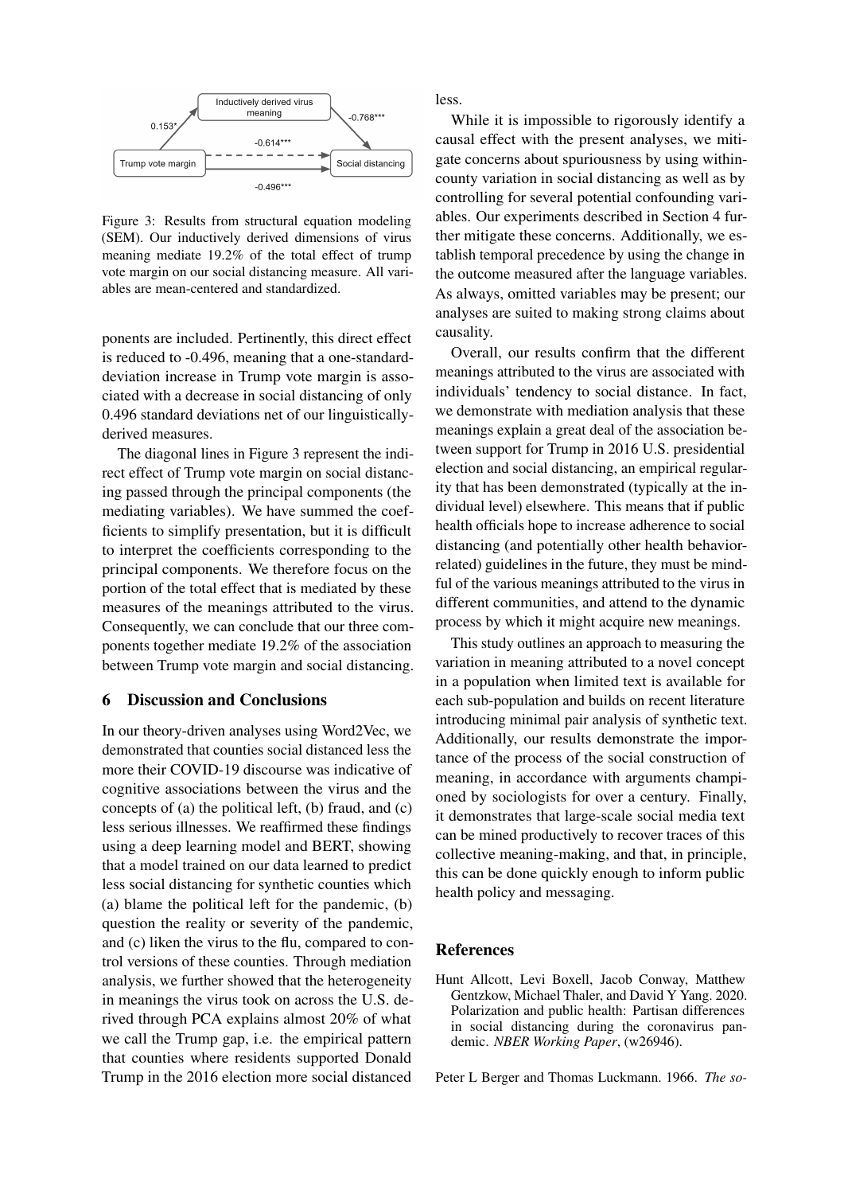Figure 3: Results from structural equation modeling (SEM). Our inductively derived dimensions of virus meaning mediate 19.2% of the total effect of trump vote margin on our social distancing measure. All variables are mean-centered and standardized.

ponents are included. Pertinently, this direct effect is reduced to -0.496, meaning that a one-standard-deviation increase in Trump vote margin is associated with a decrease in social distancing of only 0.496 standard deviations net of our linguistically-derived measures.

The diagonal lines in Figure 3 represent the indirect effect of Trump vote margin on social distancing passed through the principal components (the mediating variables). We have summed the coefficients to simplify presentation, but it is difficult to interpret the coefficients corresponding to the principal components. We therefore focus on the portion of the total effect that is mediated by these measures of the meanings attributed to the virus. Consequently, we can conclude that our three components together mediate 19.2% of the association between Trump vote margin and social distancing.

## 6 Discussion and Conclusions

In our theory-driven analyses using Word2Vec, we demonstrated that counties social distanced less the more their COVID-19 discourse was indicative of cognitive associations between the virus and the concepts of (a) the political left, (b) fraud, and (c) less serious illnesses. We reaffirmed these findings using a deep learning model and BERT, showing that a model trained on our data learned to predict less social distancing for synthetic counties which (a) blame the political left for the pandemic, (b) question the reality or severity of the pandemic, and (c) liken the virus to the flu, compared to control versions of these counties. Through mediation analysis, we further showed that the heterogeneity in meanings the virus took on across the U.S. derived through PCA explains almost 20% of what we call the Trump gap, i.e. the empirical pattern that counties where residents supported Donald Trump in the 2016 election more social distanced less.

While it is impossible to rigorously identify a causal effect with the present analyses, we mitigate concerns about spuriousness by using within-county variation in social distancing as well as by controlling for several potential confounding variables. Our experiments described in Section 4 further mitigate these concerns. Additionally, we establish temporal precedence by using the change in the outcome measured after the language variables. As always, omitted variables may be present; our analyses are suited to making strong claims about causality.

Overall, our results confirm that the different meanings attributed to the virus are associated with individuals' tendency to social distance. In fact, we demonstrate with mediation analysis that these meanings explain a great deal of the association between support for Trump in 2016 U.S. presidential election and social distancing, an empirical regularity that has been demonstrated (typically at the individual level) elsewhere. This means that if public health officials hope to increase adherence to social distancing (and potentially other health behavior-related) guidelines in the future, they must be mindful of the various meanings attributed to the virus in different communities, and attend to the dynamic process by which it might acquire new meanings.

This study outlines an approach to measuring the variation in meaning attributed to a novel concept in a population when limited text is available for each sub-population and builds on recent literature introducing minimal pair analysis of synthetic text. Additionally, our results demonstrate the importance of the process of the social construction of meaning, in accordance with arguments championed by sociologists for over a century. Finally, it demonstrates that large-scale social media text can be mined productively to recover traces of this collective meaning-making, and that, in principle, this can be done quickly enough to inform public health policy and messaging.

## References

Hunt Allcott, Levi Boxell, Jacob Conway, Matthew Gentzkow, Michael Thaler, and David Y Yang. 2020. Polarization and public health: Partisan differences in social distancing during the coronavirus pandemic. *NBER Working Paper*, (w26946).

Peter L Berger and Thomas Luckmann. 1966. *The so-*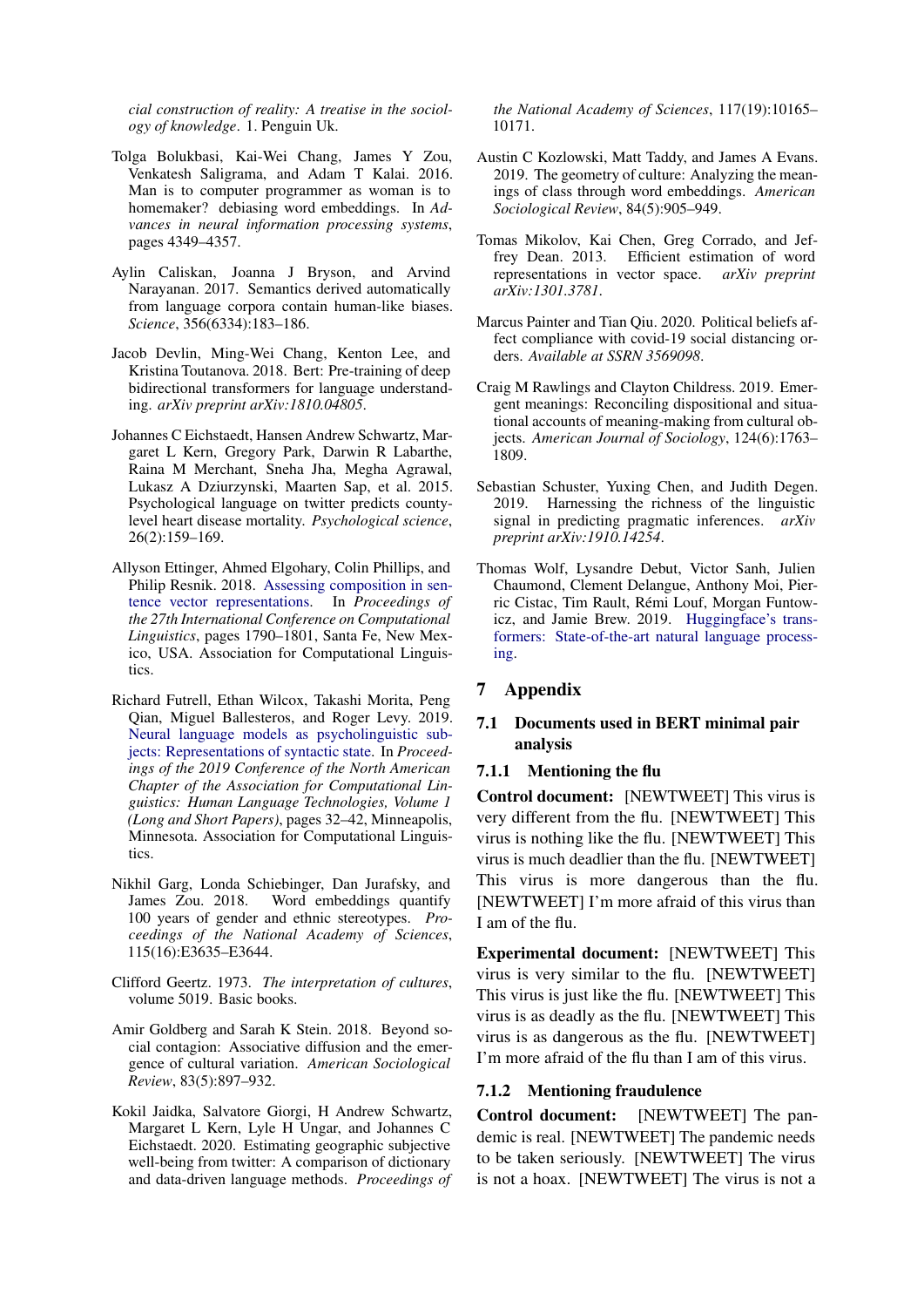*cial construction of reality: A treatise in the sociology of knowledge*. 1. Penguin Uk.

Tolga Bolukbasi, Kai-Wei Chang, James Y Zou, Venkatesh Saligrama, and Adam T Kalai. 2016. Man is to computer programmer as woman is to homemaker? debiasing word embeddings. In *Advances in neural information processing systems*, pages 4349–4357.

Aylin Caliskan, Joanna J Bryson, and Arvind Narayanan. 2017. Semantics derived automatically from language corpora contain human-like biases. *Science*, 356(6334):183–186.

Jacob Devlin, Ming-Wei Chang, Kenton Lee, and Kristina Toutanova. 2018. Bert: Pre-training of deep bidirectional transformers for language understanding. *arXiv preprint arXiv:1810.04805*.

Johannes C Eichstaedt, Hansen Andrew Schwartz, Margaret L Kern, Gregory Park, Darwin R Labarthe, Raina M Merchant, Sneha Jha, Megha Agrawal, Lukasz A Dziurzynski, Maarten Sap, et al. 2015. Psychological language on twitter predicts county-level heart disease mortality. *Psychological science*, 26(2):159–169.

Allyson Ettinger, Ahmed Elgohary, Colin Phillips, and Philip Resnik. 2018. Assessing composition in sentence vector representations. In *Proceedings of the 27th International Conference on Computational Linguistics*, pages 1790–1801, Santa Fe, New Mexico, USA. Association for Computational Linguistics.

Richard Futrell, Ethan Wilcox, Takashi Morita, Peng Qian, Miguel Ballesteros, and Roger Levy. 2019. Neural language models as psycholinguistic subjects: Representations of syntactic state. In *Proceedings of the 2019 Conference of the North American Chapter of the Association for Computational Linguistics: Human Language Technologies, Volume 1 (Long and Short Papers)*, pages 32–42, Minneapolis, Minnesota. Association for Computational Linguistics.

Nikhil Garg, Londa Schiebinger, Dan Jurafsky, and James Zou. 2018. Word embeddings quantify 100 years of gender and ethnic stereotypes. *Proceedings of the National Academy of Sciences*, 115(16):E3635–E3644.

Clifford Geertz. 1973. *The interpretation of cultures*, volume 5019. Basic books.

Amir Goldberg and Sarah K Stein. 2018. Beyond social contagion: Associative diffusion and the emergence of cultural variation. *American Sociological Review*, 83(5):897–932.

Kokil Jaidka, Salvatore Giorgi, H Andrew Schwartz, Margaret L Kern, Lyle H Ungar, and Johannes C Eichstaedt. 2020. Estimating geographic subjective well-being from twitter: A comparison of dictionary and data-driven language methods. *Proceedings of the National Academy of Sciences*, 117(19):10165–10171.

Austin C Kozlowski, Matt Taddy, and James A Evans. 2019. The geometry of culture: Analyzing the meanings of class through word embeddings. *American Sociological Review*, 84(5):905–949.

Tomas Mikolov, Kai Chen, Greg Corrado, and Jeffrey Dean. 2013. Efficient estimation of word representations in vector space. *arXiv preprint arXiv:1301.3781*.

Marcus Painter and Tian Qiu. 2020. Political beliefs affect compliance with covid-19 social distancing orders. *Available at SSRN 3569098*.

Craig M Rawlings and Clayton Childress. 2019. Emergent meanings: Reconciling dispositional and situational accounts of meaning-making from cultural objects. *American Journal of Sociology*, 124(6):1763–1809.

Sebastian Schuster, Yuxing Chen, and Judith Degen. 2019. Harnessing the richness of the linguistic signal in predicting pragmatic inferences. *arXiv preprint arXiv:1910.14254*.

Thomas Wolf, Lysandre Debut, Victor Sanh, Julien Chaumond, Clement Delangue, Anthony Moi, Pierric Cistac, Tim Rault, Rémi Louf, Morgan Funtowicz, and Jamie Brew. 2019. Huggingface's transformers: State-of-the-art natural language processing.

# 7 Appendix

## 7.1 Documents used in BERT minimal pair analysis

### 7.1.1 Mentioning the flu

**Control document:** [NEWTWEET] This virus is very different from the flu. [NEWTWEET] This virus is nothing like the flu. [NEWTWEET] This virus is much deadlier than the flu. [NEWTWEET] This virus is more dangerous than the flu. [NEWTWEET] I'm more afraid of this virus than I am of the flu.

**Experimental document:** [NEWTWEET] This virus is very similar to the flu. [NEWTWEET] This virus is just like the flu. [NEWTWEET] This virus is as deadly as the flu. [NEWTWEET] This virus is as dangerous as the flu. [NEWTWEET] I'm more afraid of the flu than I am of this virus.

### 7.1.2 Mentioning fraudulence

**Control document:** [NEWTWEET] The pandemic is real. [NEWTWEET] The pandemic needs to be taken seriously. [NEWTWEET] The virus is not a hoax. [NEWTWEET] The virus is not a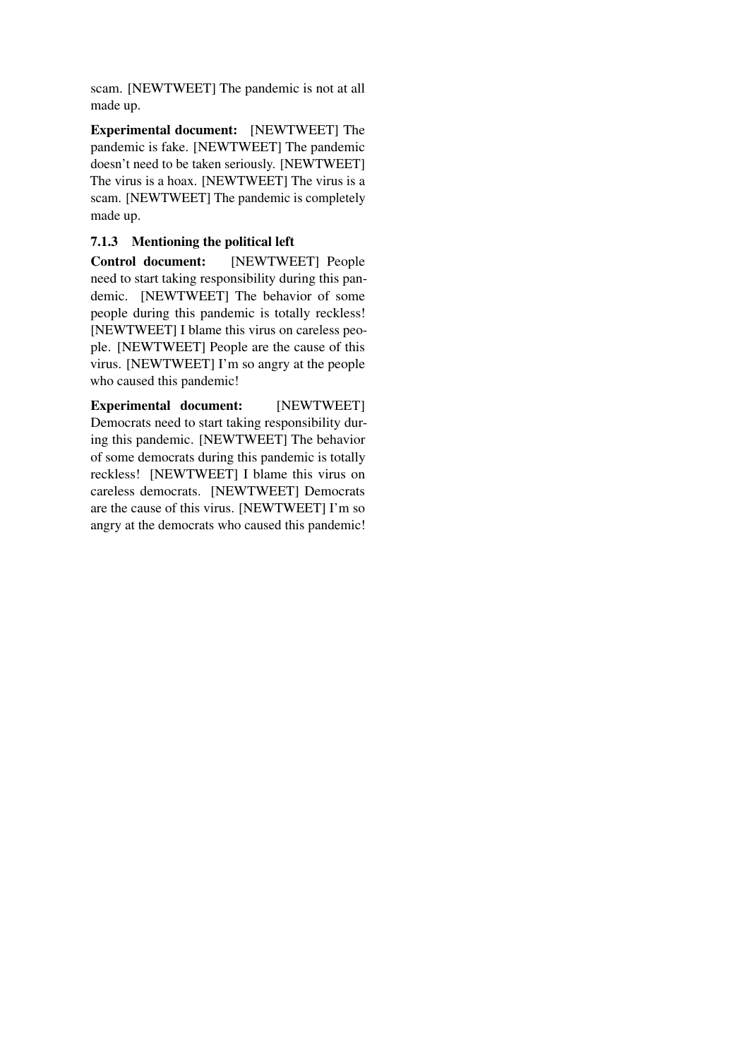scam. [NEWTWEET] The pandemic is not at all made up.

**Experimental document:** [NEWTWEET] The pandemic is fake. [NEWTWEET] The pandemic doesn't need to be taken seriously. [NEWTWEET] The virus is a hoax. [NEWTWEET] The virus is a scam. [NEWTWEET] The pandemic is completely made up.

#### 7.1.3 Mentioning the political left

**Control document:** [NEWTWEET] People need to start taking responsibility during this pandemic. [NEWTWEET] The behavior of some people during this pandemic is totally reckless! [NEWTWEET] I blame this virus on careless people. [NEWTWEET] People are the cause of this virus. [NEWTWEET] I'm so angry at the people who caused this pandemic!

**Experimental document:** [NEWTWEET] Democrats need to start taking responsibility during this pandemic. [NEWTWEET] The behavior of some democrats during this pandemic is totally reckless! [NEWTWEET] I blame this virus on careless democrats. [NEWTWEET] Democrats are the cause of this virus. [NEWTWEET] I'm so angry at the democrats who caused this pandemic!